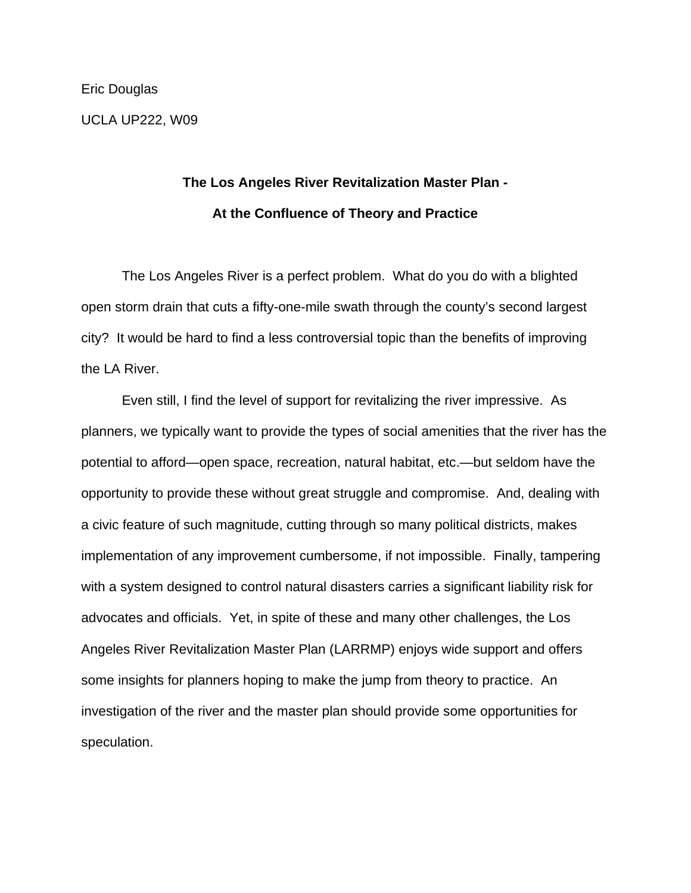Eric Douglas

UCLA UP222, W09

## The Los Angeles River Revitalization Master Plan -

## At the Confluence of Theory and Practice

The Los Angeles River is a perfect problem. What do you do with a blighted open storm drain that cuts a fifty-one-mile swath through the county's second largest city? It would be hard to find a less controversial topic than the benefits of improving the LA River.

Even still, I find the level of support for revitalizing the river impressive. As planners, we typically want to provide the types of social amenities that the river has the potential to afford—open space, recreation, natural habitat, etc.—but seldom have the opportunity to provide these without great struggle and compromise. And, dealing with a civic feature of such magnitude, cutting through so many political districts, makes implementation of any improvement cumbersome, if not impossible. Finally, tampering with a system designed to control natural disasters carries a significant liability risk for advocates and officials. Yet, in spite of these and many other challenges, the Los Angeles River Revitalization Master Plan (LARRMP) enjoys wide support and offers some insights for planners hoping to make the jump from theory to practice. An investigation of the river and the master plan should provide some opportunities for speculation.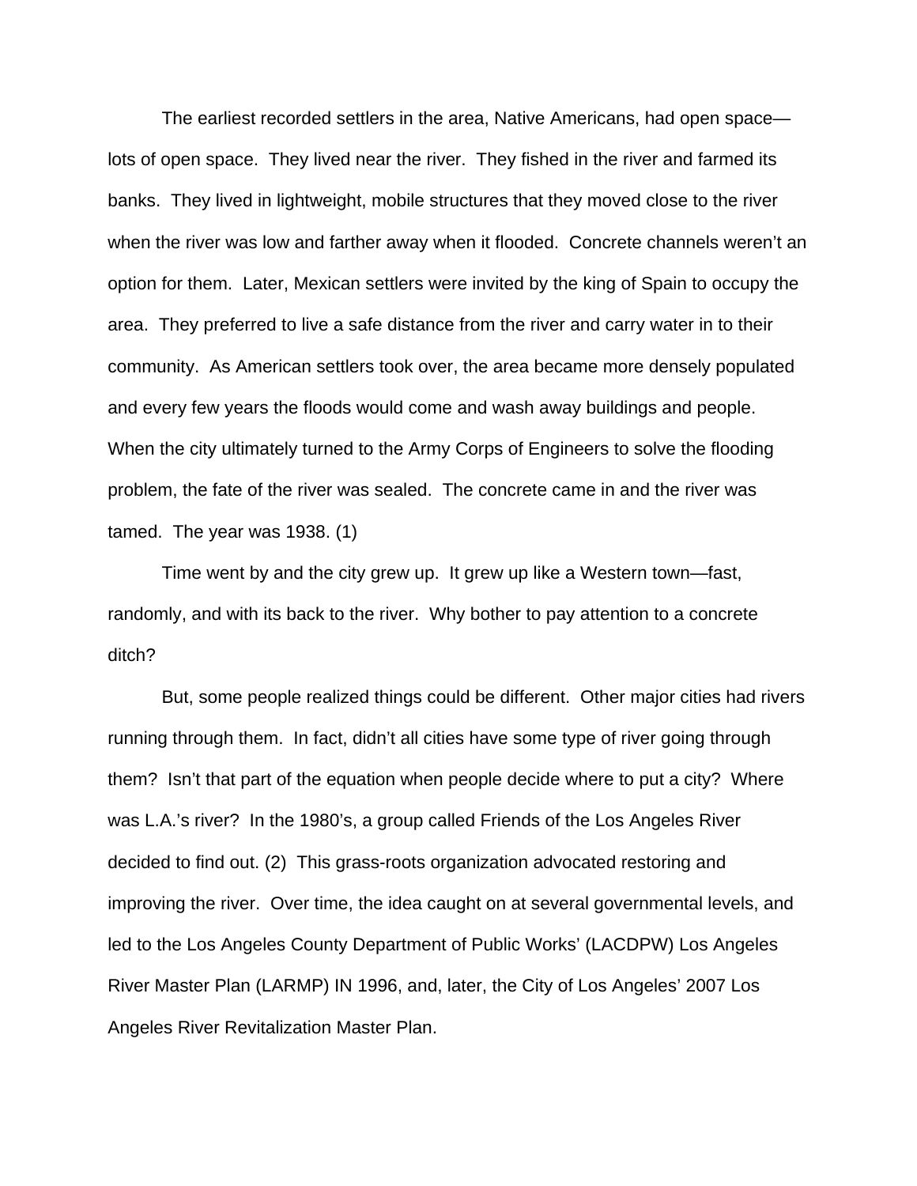The earliest recorded settlers in the area, Native Americans, had open space—lots of open space. They lived near the river. They fished in the river and farmed its banks. They lived in lightweight, mobile structures that they moved close to the river when the river was low and farther away when it flooded. Concrete channels weren't an option for them. Later, Mexican settlers were invited by the king of Spain to occupy the area. They preferred to live a safe distance from the river and carry water in to their community. As American settlers took over, the area became more densely populated and every few years the floods would come and wash away buildings and people. When the city ultimately turned to the Army Corps of Engineers to solve the flooding problem, the fate of the river was sealed. The concrete came in and the river was tamed. The year was 1938. (1)

Time went by and the city grew up. It grew up like a Western town—fast, randomly, and with its back to the river. Why bother to pay attention to a concrete ditch?

But, some people realized things could be different. Other major cities had rivers running through them. In fact, didn't all cities have some type of river going through them? Isn't that part of the equation when people decide where to put a city? Where was L.A.'s river? In the 1980's, a group called Friends of the Los Angeles River decided to find out. (2) This grass-roots organization advocated restoring and improving the river. Over time, the idea caught on at several governmental levels, and led to the Los Angeles County Department of Public Works' (LACDPW) Los Angeles River Master Plan (LARMP) IN 1996, and, later, the City of Los Angeles' 2007 Los Angeles River Revitalization Master Plan.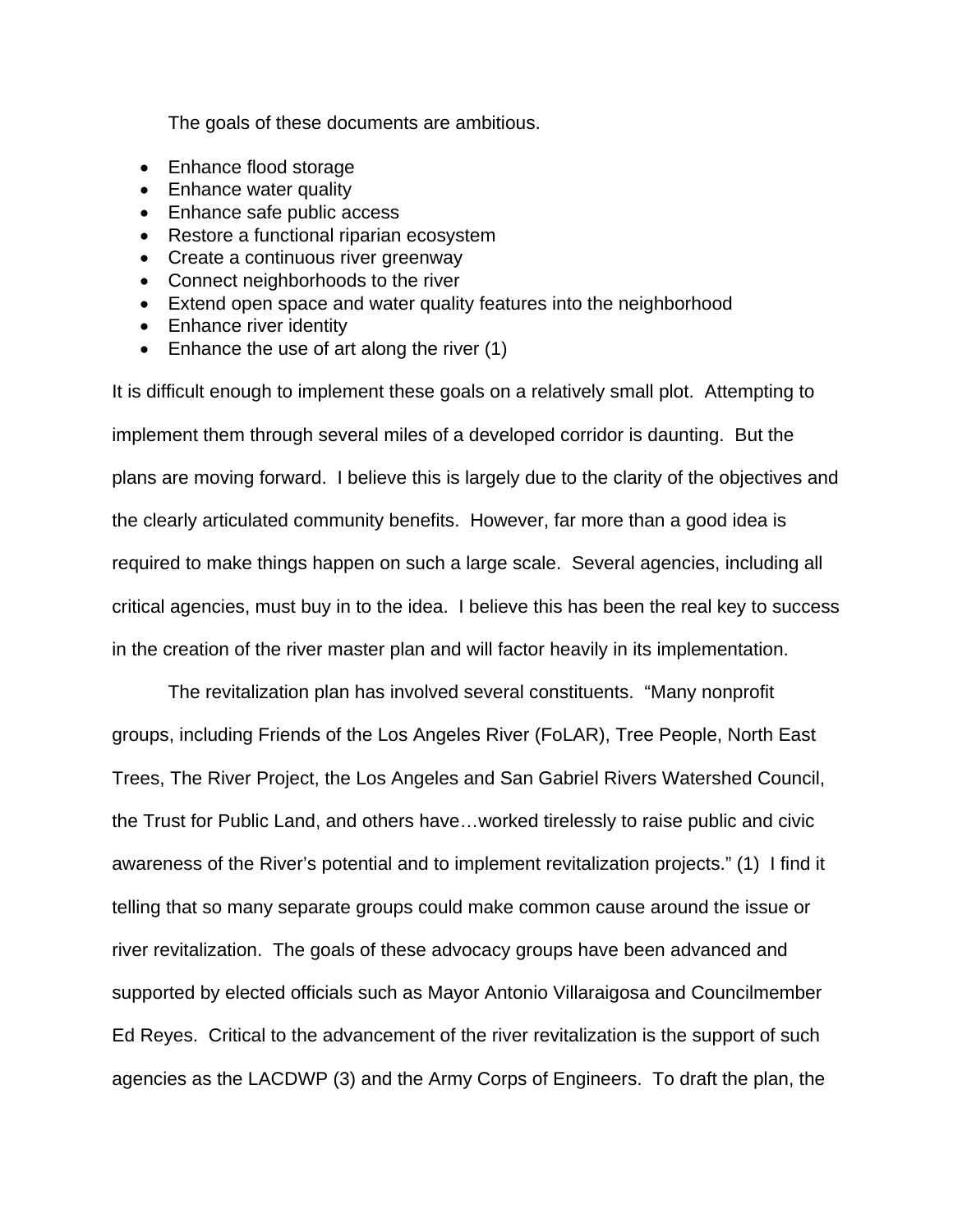The goals of these documents are ambitious.

- Enhance flood storage
- Enhance water quality
- Enhance safe public access
- Restore a functional riparian ecosystem
- Create a continuous river greenway
- Connect neighborhoods to the river
- Extend open space and water quality features into the neighborhood
- Enhance river identity
- Enhance the use of art along the river (1)

It is difficult enough to implement these goals on a relatively small plot. Attempting to implement them through several miles of a developed corridor is daunting. But the plans are moving forward. I believe this is largely due to the clarity of the objectives and the clearly articulated community benefits. However, far more than a good idea is required to make things happen on such a large scale. Several agencies, including all critical agencies, must buy in to the idea. I believe this has been the real key to success in the creation of the river master plan and will factor heavily in its implementation.

The revitalization plan has involved several constituents. "Many nonprofit groups, including Friends of the Los Angeles River (FoLAR), Tree People, North East Trees, The River Project, the Los Angeles and San Gabriel Rivers Watershed Council, the Trust for Public Land, and others have…worked tirelessly to raise public and civic awareness of the River's potential and to implement revitalization projects." (1) I find it telling that so many separate groups could make common cause around the issue or river revitalization. The goals of these advocacy groups have been advanced and supported by elected officials such as Mayor Antonio Villaraigosa and Councilmember Ed Reyes. Critical to the advancement of the river revitalization is the support of such agencies as the LACDWP (3) and the Army Corps of Engineers. To draft the plan, the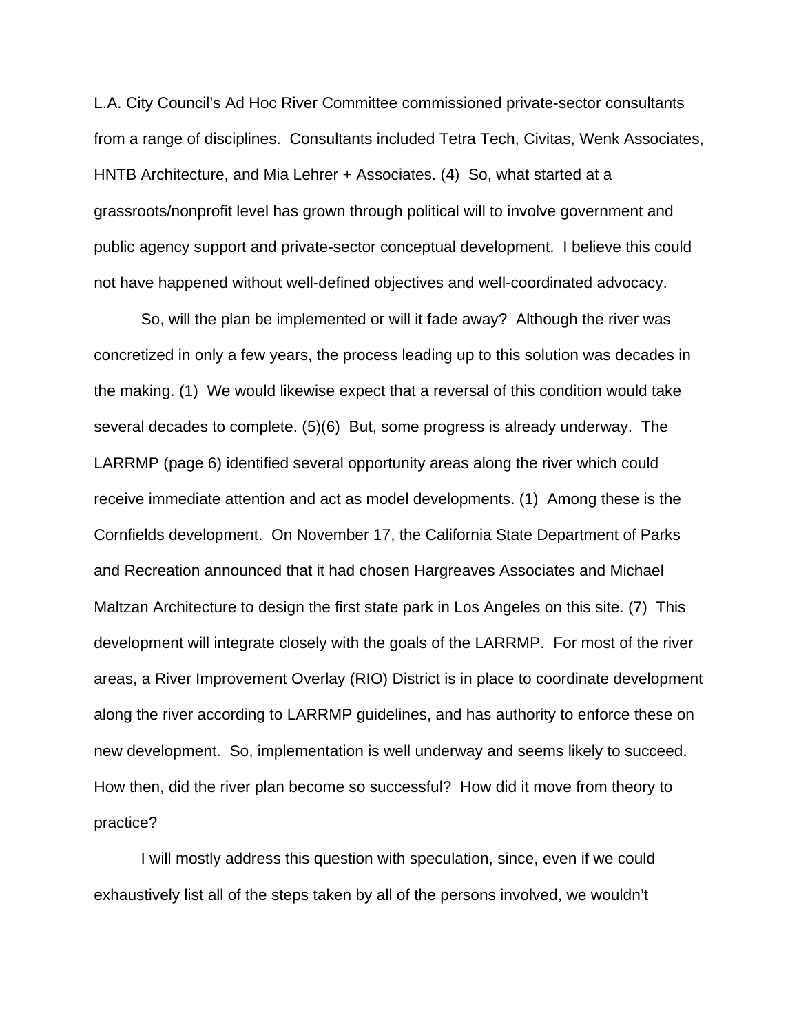L.A. City Council's Ad Hoc River Committee commissioned private-sector consultants from a range of disciplines. Consultants included Tetra Tech, Civitas, Wenk Associates, HNTB Architecture, and Mia Lehrer + Associates. (4) So, what started at a grassroots/nonprofit level has grown through political will to involve government and public agency support and private-sector conceptual development. I believe this could not have happened without well-defined objectives and well-coordinated advocacy.

So, will the plan be implemented or will it fade away? Although the river was concretized in only a few years, the process leading up to this solution was decades in the making. (1) We would likewise expect that a reversal of this condition would take several decades to complete. (5)(6) But, some progress is already underway. The LARRMP (page 6) identified several opportunity areas along the river which could receive immediate attention and act as model developments. (1) Among these is the Cornfields development. On November 17, the California State Department of Parks and Recreation announced that it had chosen Hargreaves Associates and Michael Maltzan Architecture to design the first state park in Los Angeles on this site. (7) This development will integrate closely with the goals of the LARRMP. For most of the river areas, a River Improvement Overlay (RIO) District is in place to coordinate development along the river according to LARRMP guidelines, and has authority to enforce these on new development. So, implementation is well underway and seems likely to succeed. How then, did the river plan become so successful? How did it move from theory to practice?

I will mostly address this question with speculation, since, even if we could exhaustively list all of the steps taken by all of the persons involved, we wouldn't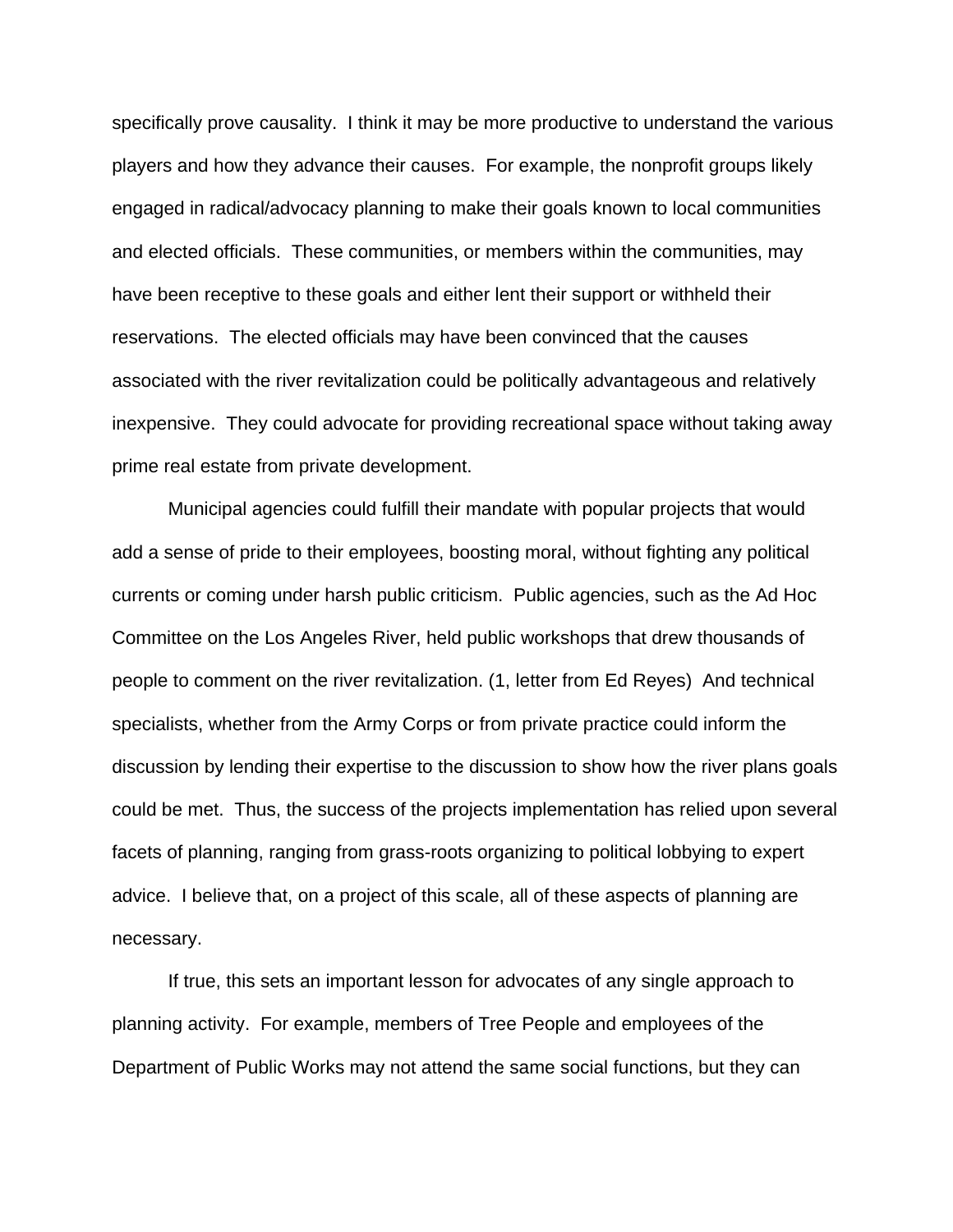specifically prove causality. I think it may be more productive to understand the various players and how they advance their causes. For example, the nonprofit groups likely engaged in radical/advocacy planning to make their goals known to local communities and elected officials. These communities, or members within the communities, may have been receptive to these goals and either lent their support or withheld their reservations. The elected officials may have been convinced that the causes associated with the river revitalization could be politically advantageous and relatively inexpensive. They could advocate for providing recreational space without taking away prime real estate from private development.

Municipal agencies could fulfill their mandate with popular projects that would add a sense of pride to their employees, boosting moral, without fighting any political currents or coming under harsh public criticism. Public agencies, such as the Ad Hoc Committee on the Los Angeles River, held public workshops that drew thousands of people to comment on the river revitalization. (1, letter from Ed Reyes) And technical specialists, whether from the Army Corps or from private practice could inform the discussion by lending their expertise to the discussion to show how the river plans goals could be met. Thus, the success of the projects implementation has relied upon several facets of planning, ranging from grass-roots organizing to political lobbying to expert advice. I believe that, on a project of this scale, all of these aspects of planning are necessary.

If true, this sets an important lesson for advocates of any single approach to planning activity. For example, members of Tree People and employees of the Department of Public Works may not attend the same social functions, but they can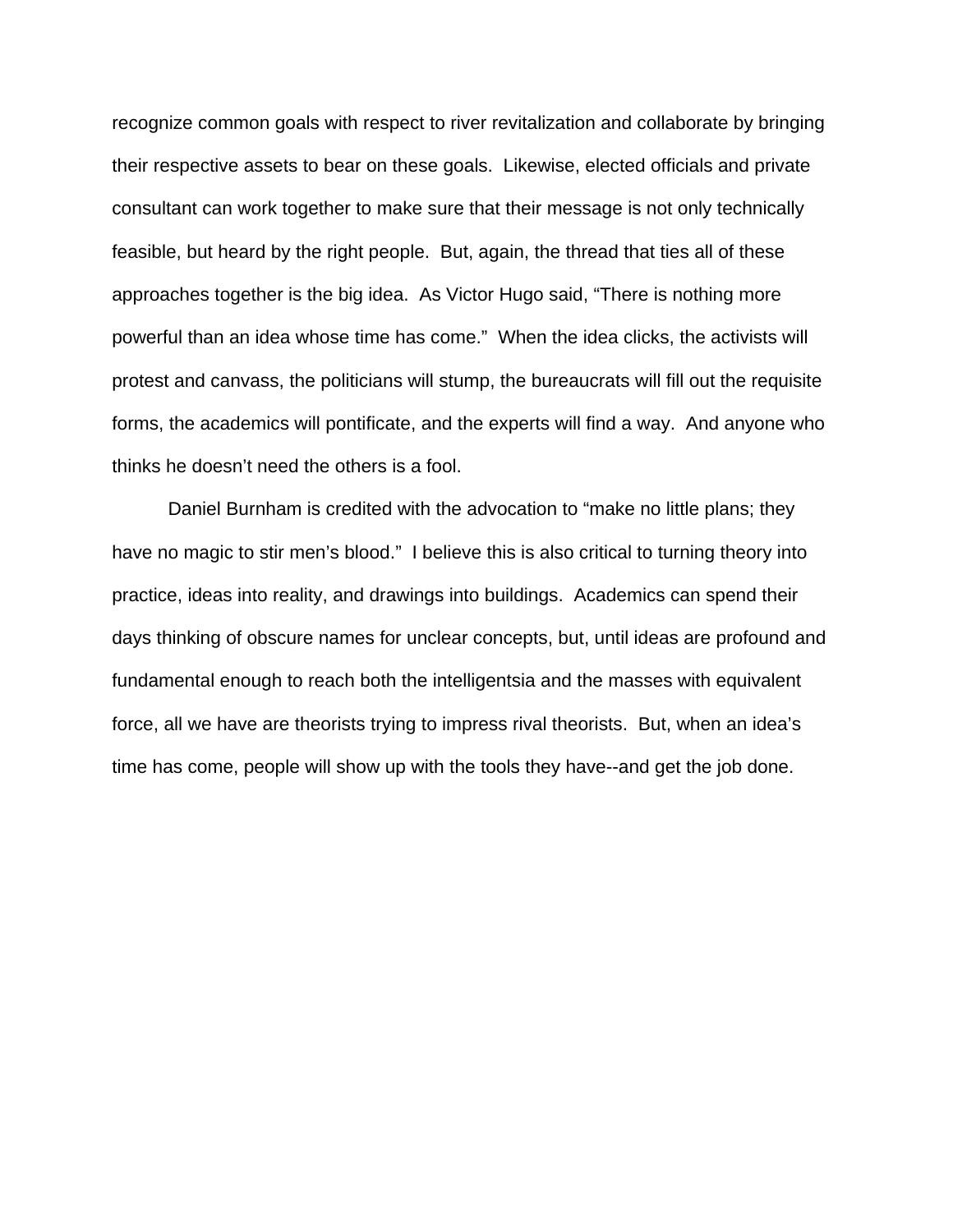recognize common goals with respect to river revitalization and collaborate by bringing their respective assets to bear on these goals. Likewise, elected officials and private consultant can work together to make sure that their message is not only technically feasible, but heard by the right people. But, again, the thread that ties all of these approaches together is the big idea. As Victor Hugo said, "There is nothing more powerful than an idea whose time has come." When the idea clicks, the activists will protest and canvass, the politicians will stump, the bureaucrats will fill out the requisite forms, the academics will pontificate, and the experts will find a way. And anyone who thinks he doesn't need the others is a fool.

Daniel Burnham is credited with the advocation to "make no little plans; they have no magic to stir men's blood." I believe this is also critical to turning theory into practice, ideas into reality, and drawings into buildings. Academics can spend their days thinking of obscure names for unclear concepts, but, until ideas are profound and fundamental enough to reach both the intelligentsia and the masses with equivalent force, all we have are theorists trying to impress rival theorists. But, when an idea's time has come, people will show up with the tools they have--and get the job done.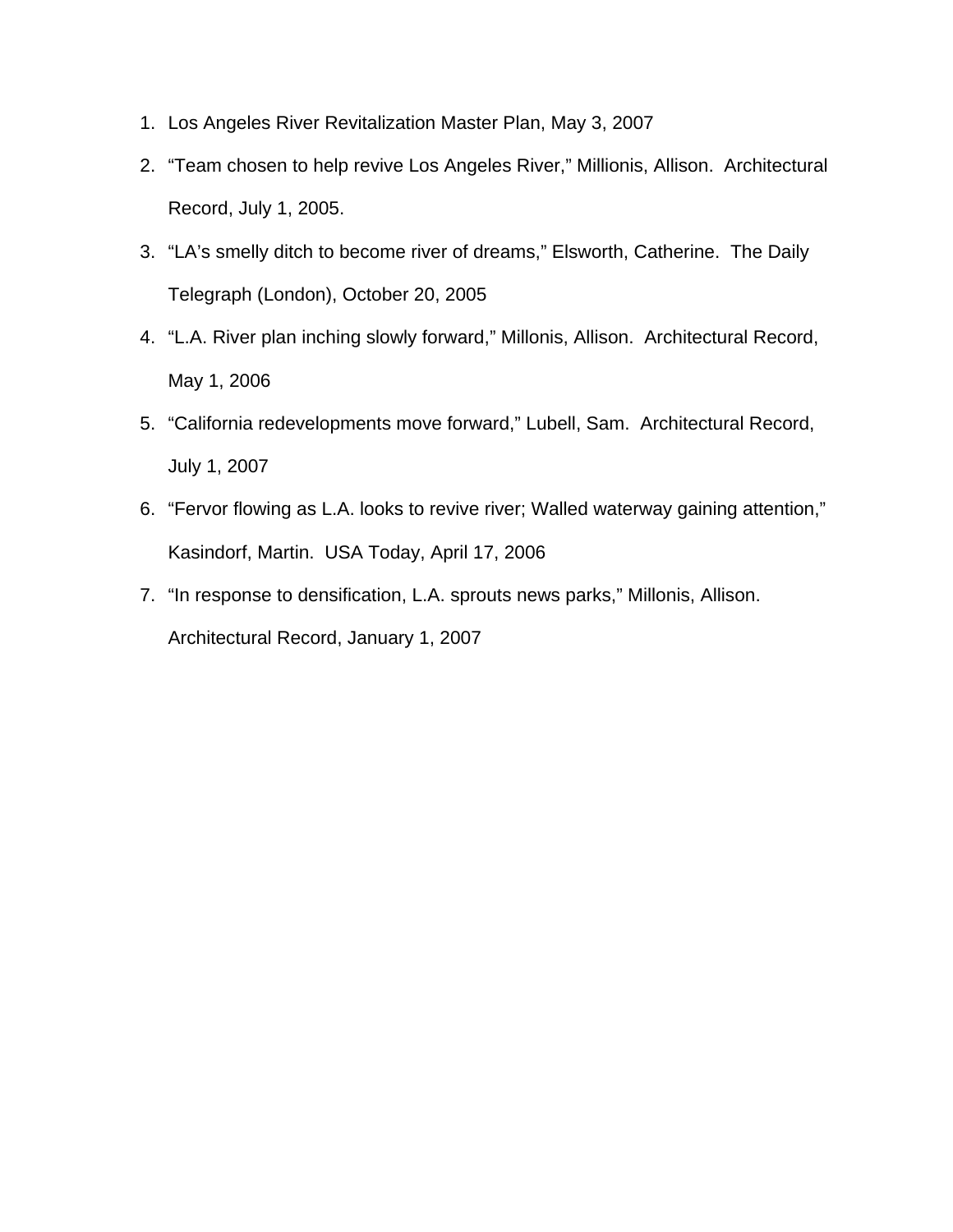1. Los Angeles River Revitalization Master Plan, May 3, 2007
2. "Team chosen to help revive Los Angeles River," Millionis, Allison. Architectural Record, July 1, 2005.
3. "LA's smelly ditch to become river of dreams," Elsworth, Catherine. The Daily Telegraph (London), October 20, 2005
4. "L.A. River plan inching slowly forward," Millonis, Allison. Architectural Record, May 1, 2006
5. "California redevelopments move forward," Lubell, Sam. Architectural Record, July 1, 2007
6. "Fervor flowing as L.A. looks to revive river; Walled waterway gaining attention," Kasindorf, Martin. USA Today, April 17, 2006
7. "In response to densification, L.A. sprouts news parks," Millonis, Allison. Architectural Record, January 1, 2007